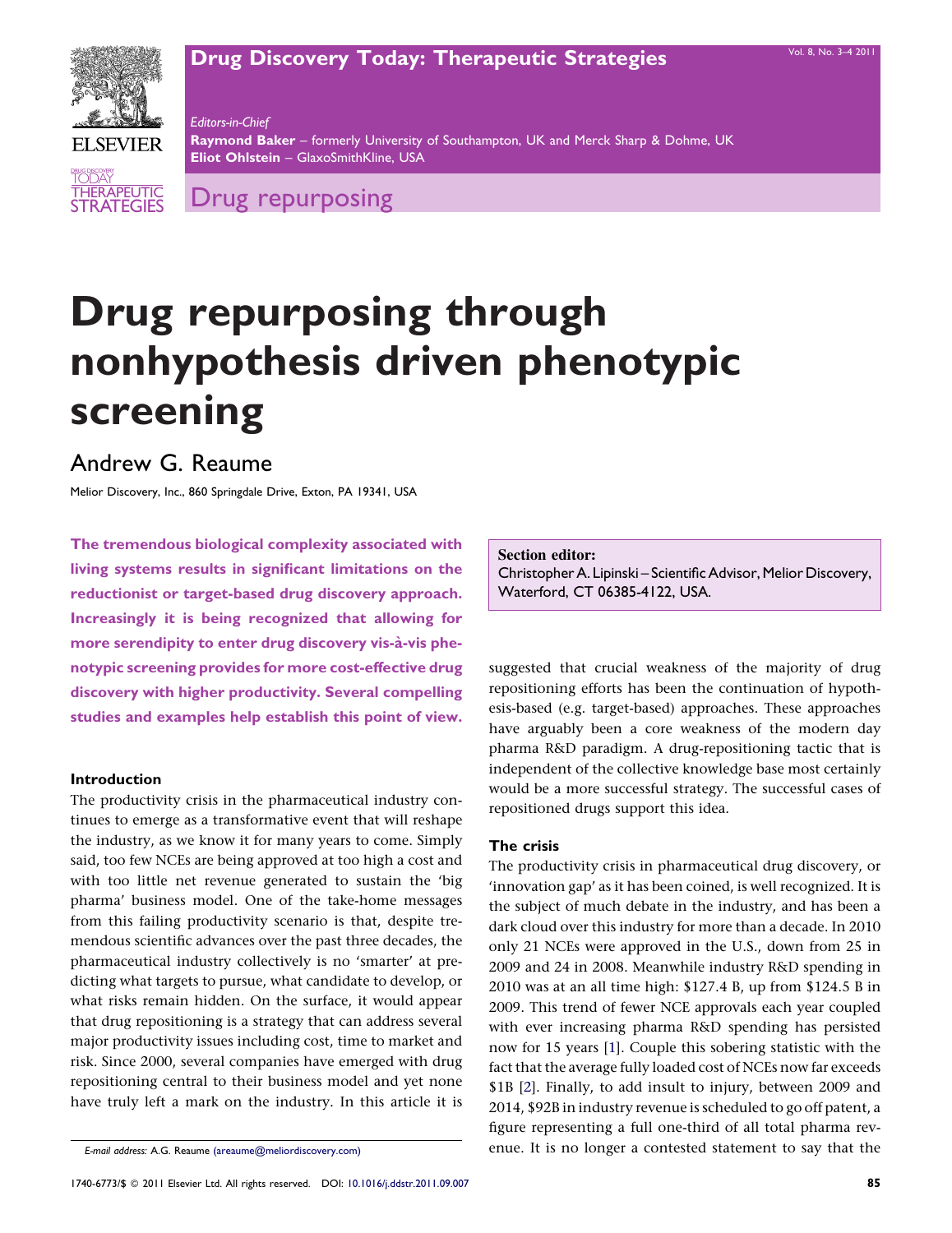# Drug repurposing through nonhypothesis driven phenotypic screening

Andrew G. Reaume

Melior Discovery, Inc., 860 Springdale Drive, Exton, PA 19341, USA

**The tremendous biological complexity associated with living systems results in significant limitations on the reductionist or target-based drug discovery approach. Increasingly it is being recognized that allowing for more serendipity to enter drug discovery vis-à-vis phenotypic screening provides for more cost-effective drug discovery with higher productivity. Several compelling studies and examples help establish this point of view.**

**Section editor:**
Christopher A. Lipinski – Scientific Advisor, Melior Discovery, Waterford, CT 06385-4122, USA.

### Introduction

The productivity crisis in the pharmaceutical industry continues to emerge as a transformative event that will reshape the industry, as we know it for many years to come. Simply said, too few NCEs are being approved at too high a cost and with too little net revenue generated to sustain the 'big pharma' business model. One of the take-home messages from this failing productivity scenario is that, despite tremendous scientific advances over the past three decades, the pharmaceutical industry collectively is no 'smarter' at predicting what targets to pursue, what candidate to develop, or what risks remain hidden. On the surface, it would appear that drug repositioning is a strategy that can address several major productivity issues including cost, time to market and risk. Since 2000, several companies have emerged with drug repositioning central to their business model and yet none have truly left a mark on the industry. In this article it is suggested that crucial weakness of the majority of drug repositioning efforts has been the continuation of hypothesis-based (e.g. target-based) approaches. These approaches have arguably been a core weakness of the modern day pharma R&D paradigm. A drug-repositioning tactic that is independent of the collective knowledge base most certainly would be a more successful strategy. The successful cases of repositioned drugs support this idea.

### The crisis

The productivity crisis in pharmaceutical drug discovery, or 'innovation gap' as it has been coined, is well recognized. It is the subject of much debate in the industry, and has been a dark cloud over this industry for more than a decade. In 2010 only 21 NCEs were approved in the U.S., down from 25 in 2009 and 24 in 2008. Meanwhile industry R&D spending in 2010 was at an all time high: \$127.4 B, up from \$124.5 B in 2009. This trend of fewer NCE approvals each year coupled with ever increasing pharma R&D spending has persisted now for 15 years [1]. Couple this sobering statistic with the fact that the average fully loaded cost of NCEs now far exceeds \$1B [2]. Finally, to add insult to injury, between 2009 and 2014, \$92B in industry revenue is scheduled to go off patent, a figure representing a full one-third of all total pharma revenue. It is no longer a contested statement to say that the

*E-mail address:* A.G. Reaume (areaume@meliordiscovery.com)

1740-6773/\$ © 2011 Elsevier Ltd. All rights reserved. DOI: 10.1016/j.ddstr.2011.09.007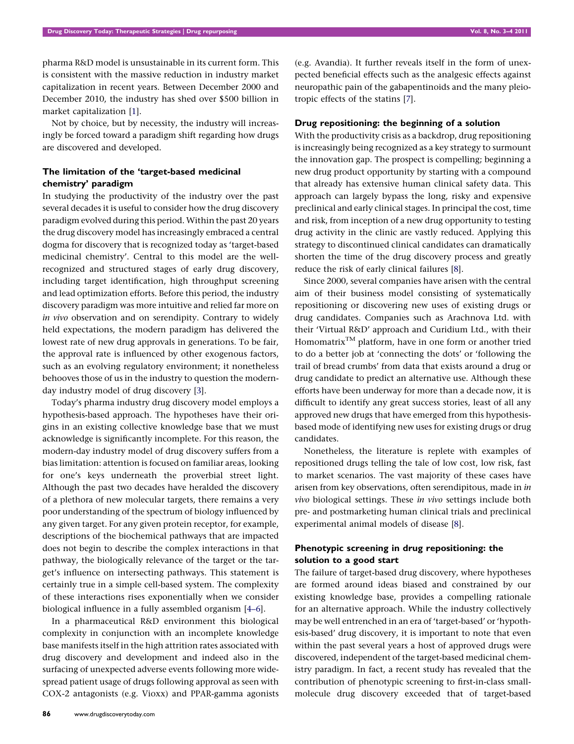pharma R&D model is unsustainable in its current form. This is consistent with the massive reduction in industry market capitalization in recent years. Between December 2000 and December 2010, the industry has shed over $500 billion in market capitalization [1].

Not by choice, but by necessity, the industry will increasingly be forced toward a paradigm shift regarding how drugs are discovered and developed.

## The limitation of the 'target-based medicinal chemistry' paradigm

In studying the productivity of the industry over the past several decades it is useful to consider how the drug discovery paradigm evolved during this period. Within the past 20 years the drug discovery model has increasingly embraced a central dogma for discovery that is recognized today as 'target-based medicinal chemistry'. Central to this model are the well-recognized and structured stages of early drug discovery, including target identification, high throughput screening and lead optimization efforts. Before this period, the industry discovery paradigm was more intuitive and relied far more on *in vivo* observation and on serendipity. Contrary to widely held expectations, the modern paradigm has delivered the lowest rate of new drug approvals in generations. To be fair, the approval rate is influenced by other exogenous factors, such as an evolving regulatory environment; it nonetheless behooves those of us in the industry to question the modern-day industry model of drug discovery [3].

Today's pharma industry drug discovery model employs a hypothesis-based approach. The hypotheses have their origins in an existing collective knowledge base that we must acknowledge is significantly incomplete. For this reason, the modern-day industry model of drug discovery suffers from a bias limitation: attention is focused on familiar areas, looking for one's keys underneath the proverbial street light. Although the past two decades have heralded the discovery of a plethora of new molecular targets, there remains a very poor understanding of the spectrum of biology influenced by any given target. For any given protein receptor, for example, descriptions of the biochemical pathways that are impacted does not begin to describe the complex interactions in that pathway, the biologically relevance of the target or the target's influence on intersecting pathways. This statement is certainly true in a simple cell-based system. The complexity of these interactions rises exponentially when we consider biological influence in a fully assembled organism [4–6].

In a pharmaceutical R&D environment this biological complexity in conjunction with an incomplete knowledge base manifests itself in the high attrition rates associated with drug discovery and development and indeed also in the surfacing of unexpected adverse events following more widespread patient usage of drugs following approval as seen with COX-2 antagonists (e.g. Vioxx) and PPAR-gamma agonists (e.g. Avandia). It further reveals itself in the form of unexpected beneficial effects such as the analgesic effects against neuropathic pain of the gabapentinoids and the many pleiotropic effects of the statins [7].

## Drug repositioning: the beginning of a solution

With the productivity crisis as a backdrop, drug repositioning is increasingly being recognized as a key strategy to surmount the innovation gap. The prospect is compelling; beginning a new drug product opportunity by starting with a compound that already has extensive human clinical safety data. This approach can largely bypass the long, risky and expensive preclinical and early clinical stages. In principal the cost, time and risk, from inception of a new drug opportunity to testing drug activity in the clinic are vastly reduced. Applying this strategy to discontinued clinical candidates can dramatically shorten the time of the drug discovery process and greatly reduce the risk of early clinical failures [8].

Since 2000, several companies have arisen with the central aim of their business model consisting of systematically repositioning or discovering new uses of existing drugs or drug candidates. Companies such as Arachnova Ltd. with their 'Virtual R&D' approach and Curidium Ltd., with their Homomatrix[TM] platform, have in one form or another tried to do a better job at 'connecting the dots' or 'following the trail of bread crumbs' from data that exists around a drug or drug candidate to predict an alternative use. Although these efforts have been underway for more than a decade now, it is difficult to identify any great success stories, least of all any approved new drugs that have emerged from this hypothesis-based mode of identifying new uses for existing drugs or drug candidates.

Nonetheless, the literature is replete with examples of repositioned drugs telling the tale of low cost, low risk, fast to market scenarios. The vast majority of these cases have arisen from key observations, often serendipitous, made in *in vivo* biological settings. These *in vivo* settings include both pre- and postmarketing human clinical trials and preclinical experimental animal models of disease [8].

## Phenotypic screening in drug repositioning: the solution to a good start

The failure of target-based drug discovery, where hypotheses are formed around ideas biased and constrained by our existing knowledge base, provides a compelling rationale for an alternative approach. While the industry collectively may be well entrenched in an era of 'target-based' or 'hypothesis-based' drug discovery, it is important to note that even within the past several years a host of approved drugs were discovered, independent of the target-based medicinal chemistry paradigm. In fact, a recent study has revealed that the contribution of phenotypic screening to first-in-class small-molecule drug discovery exceeded that of target-based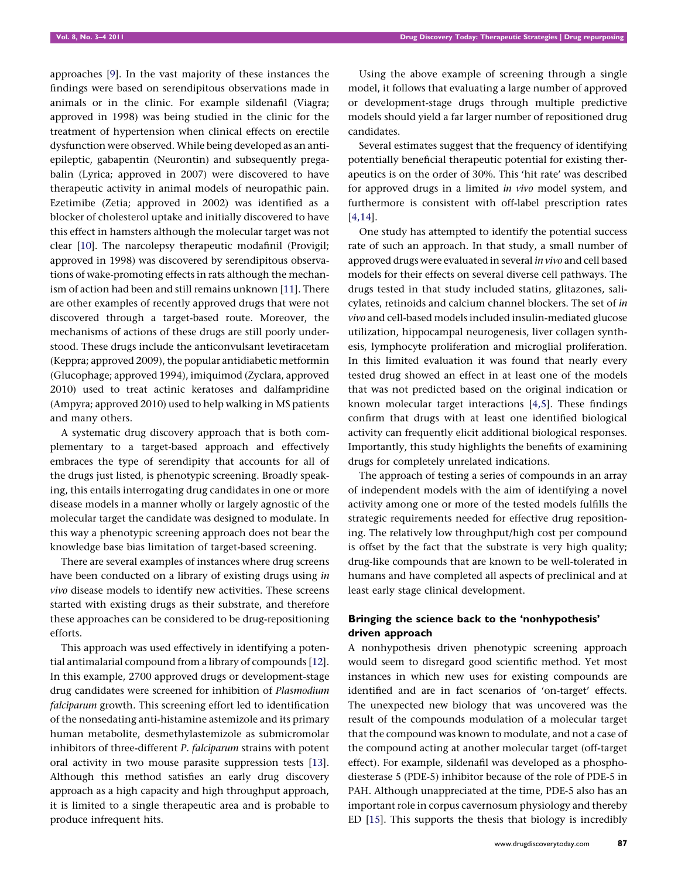approaches [9]. In the vast majority of these instances the findings were based on serendipitous observations made in animals or in the clinic. For example sildenafil (Viagra; approved in 1998) was being studied in the clinic for the treatment of hypertension when clinical effects on erectile dysfunction were observed. While being developed as an anti-epileptic, gabapentin (Neurontin) and subsequently pregabalin (Lyrica; approved in 2007) were discovered to have therapeutic activity in animal models of neuropathic pain. Ezetimibe (Zetia; approved in 2002) was identified as a blocker of cholesterol uptake and initially discovered to have this effect in hamsters although the molecular target was not clear [10]. The narcolepsy therapeutic modafinil (Provigil; approved in 1998) was discovered by serendipitous observations of wake-promoting effects in rats although the mechanism of action had been and still remains unknown [11]. There are other examples of recently approved drugs that were not discovered through a target-based route. Moreover, the mechanisms of actions of these drugs are still poorly understood. These drugs include the anticonvulsant levetiracetam (Keppra; approved 2009), the popular antidiabetic metformin (Glucophage; approved 1994), imiquimod (Zyclara, approved 2010) used to treat actinic keratoses and dalfampridine (Ampyra; approved 2010) used to help walking in MS patients and many others.

A systematic drug discovery approach that is both complementary to a target-based approach and effectively embraces the type of serendipity that accounts for all of the drugs just listed, is phenotypic screening. Broadly speaking, this entails interrogating drug candidates in one or more disease models in a manner wholly or largely agnostic of the molecular target the candidate was designed to modulate. In this way a phenotypic screening approach does not bear the knowledge base bias limitation of target-based screening.

There are several examples of instances where drug screens have been conducted on a library of existing drugs using *in vivo* disease models to identify new activities. These screens started with existing drugs as their substrate, and therefore these approaches can be considered to be drug-repositioning efforts.

This approach was used effectively in identifying a potential antimalarial compound from a library of compounds [12]. In this example, 2700 approved drugs or development-stage drug candidates were screened for inhibition of *Plasmodium falciparum* growth. This screening effort led to identification of the nonsedating anti-histamine astemizole and its primary human metabolite, desmethylastemizole as submicromolar inhibitors of three-different *P. falciparum* strains with potent oral activity in two mouse parasite suppression tests [13]. Although this method satisfies an early drug discovery approach as a high capacity and high throughput approach, it is limited to a single therapeutic area and is probable to produce infrequent hits.

Using the above example of screening through a single model, it follows that evaluating a large number of approved or development-stage drugs through multiple predictive models should yield a far larger number of repositioned drug candidates.

Several estimates suggest that the frequency of identifying potentially beneficial therapeutic potential for existing therapeutics is on the order of 30%. This 'hit rate' was described for approved drugs in a limited *in vivo* model system, and furthermore is consistent with off-label prescription rates [4,14].

One study has attempted to identify the potential success rate of such an approach. In that study, a small number of approved drugs were evaluated in several *in vivo* and cell based models for their effects on several diverse cell pathways. The drugs tested in that study included statins, glitazones, salicylates, retinoids and calcium channel blockers. The set of *in vivo* and cell-based models included insulin-mediated glucose utilization, hippocampal neurogenesis, liver collagen synthesis, lymphocyte proliferation and microglial proliferation. In this limited evaluation it was found that nearly every tested drug showed an effect in at least one of the models that was not predicted based on the original indication or known molecular target interactions [4,5]. These findings confirm that drugs with at least one identified biological activity can frequently elicit additional biological responses. Importantly, this study highlights the benefits of examining drugs for completely unrelated indications.

The approach of testing a series of compounds in an array of independent models with the aim of identifying a novel activity among one or more of the tested models fulfills the strategic requirements needed for effective drug repositioning. The relatively low throughput/high cost per compound is offset by the fact that the substrate is very high quality; drug-like compounds that are known to be well-tolerated in humans and have completed all aspects of preclinical and at least early stage clinical development.

### Bringing the science back to the 'nonhypothesis' driven approach

A nonhypothesis driven phenotypic screening approach would seem to disregard good scientific method. Yet most instances in which new uses for existing compounds are identified and are in fact scenarios of 'on-target' effects. The unexpected new biology that was uncovered was the result of the compounds modulation of a molecular target that the compound was known to modulate, and not a case of the compound acting at another molecular target (off-target effect). For example, sildenafil was developed as a phosphodiesterase 5 (PDE-5) inhibitor because of the role of PDE-5 in PAH. Although unappreciated at the time, PDE-5 also has an important role in corpus cavernosum physiology and thereby ED [15]. This supports the thesis that biology is incredibly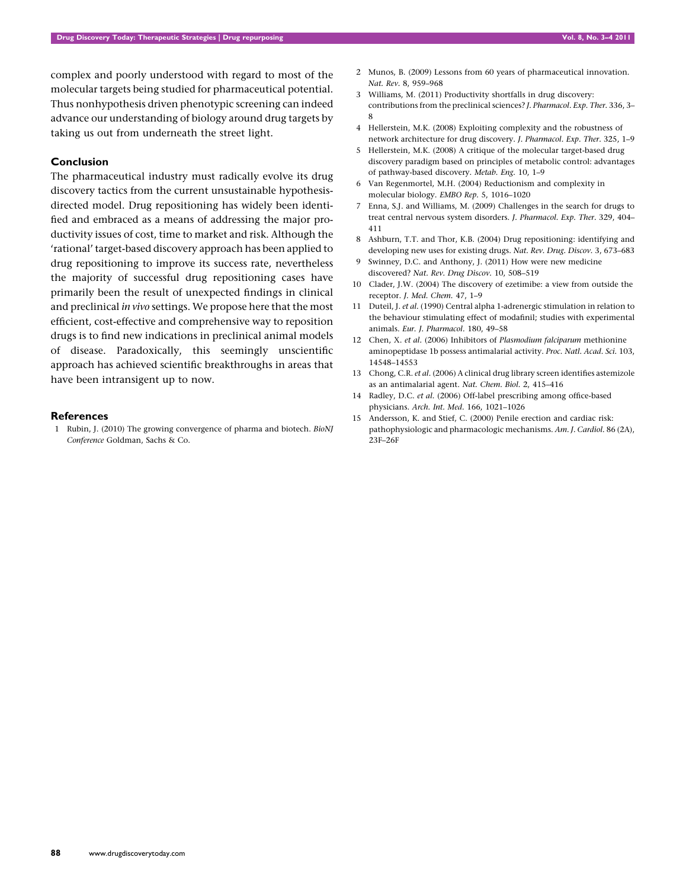complex and poorly understood with regard to most of the molecular targets being studied for pharmaceutical potential. Thus nonhypothesis driven phenotypic screening can indeed advance our understanding of biology around drug targets by taking us out from underneath the street light.

## Conclusion

The pharmaceutical industry must radically evolve its drug discovery tactics from the current unsustainable hypothesis-directed model. Drug repositioning has widely been identified and embraced as a means of addressing the major productivity issues of cost, time to market and risk. Although the 'rational' target-based discovery approach has been applied to drug repositioning to improve its success rate, nevertheless the majority of successful drug repositioning cases have primarily been the result of unexpected findings in clinical and preclinical *in vivo* settings. We propose here that the most efficient, cost-effective and comprehensive way to reposition drugs is to find new indications in preclinical animal models of disease. Paradoxically, this seemingly unscientific approach has achieved scientific breakthroughs in areas that have been intransigent up to now.

## References

1 Rubin, J. (2010) The growing convergence of pharma and biotech. *BioNJ Conference* Goldman, Sachs & Co.

2 Munos, B. (2009) Lessons from 60 years of pharmaceutical innovation. *Nat. Rev.* 8, 959–968

3 Williams, M. (2011) Productivity shortfalls in drug discovery: contributions from the preclinical sciences? *J. Pharmacol. Exp. Ther.* 336, 3–8

4 Hellerstein, M.K. (2008) Exploiting complexity and the robustness of network architecture for drug discovery. *J. Pharmacol. Exp. Ther.* 325, 1–9

5 Hellerstein, M.K. (2008) A critique of the molecular target-based drug discovery paradigm based on principles of metabolic control: advantages of pathway-based discovery. *Metab. Eng.* 10, 1–9

6 Van Regenmortel, M.H. (2004) Reductionism and complexity in molecular biology. *EMBO Rep.* 5, 1016–1020

7 Enna, S.J. and Williams, M. (2009) Challenges in the search for drugs to treat central nervous system disorders. *J. Pharmacol. Exp. Ther.* 329, 404–411

8 Ashburn, T.T. and Thor, K.B. (2004) Drug repositioning: identifying and developing new uses for existing drugs. *Nat. Rev. Drug. Discov.* 3, 673–683

9 Swinney, D.C. and Anthony, J. (2011) How were new medicine discovered? *Nat. Rev. Drug Discov.* 10, 508–519

10 Clader, J.W. (2004) The discovery of ezetimibe: a view from outside the receptor. *J. Med. Chem.* 47, 1–9

11 Duteil, J. *et al.* (1990) Central alpha 1-adrenergic stimulation in relation to the behaviour stimulating effect of modafinil; studies with experimental animals. *Eur. J. Pharmacol.* 180, 49–58

12 Chen, X. *et al.* (2006) Inhibitors of *Plasmodium falciparum* methionine aminopeptidase 1b possess antimalarial activity. *Proc. Natl. Acad. Sci.* 103, 14548–14553

13 Chong, C.R. *et al.* (2006) A clinical drug library screen identifies astemizole as an antimalarial agent. *Nat. Chem. Biol.* 2, 415–416

14 Radley, D.C. *et al.* (2006) Off-label prescribing among office-based physicians. *Arch. Int. Med.* 166, 1021–1026

15 Andersson, K. and Stief, C. (2000) Penile erection and cardiac risk: pathophysiologic and pharmacologic mechanisms. *Am. J. Cardiol.* 86 (2A), 23F–26F